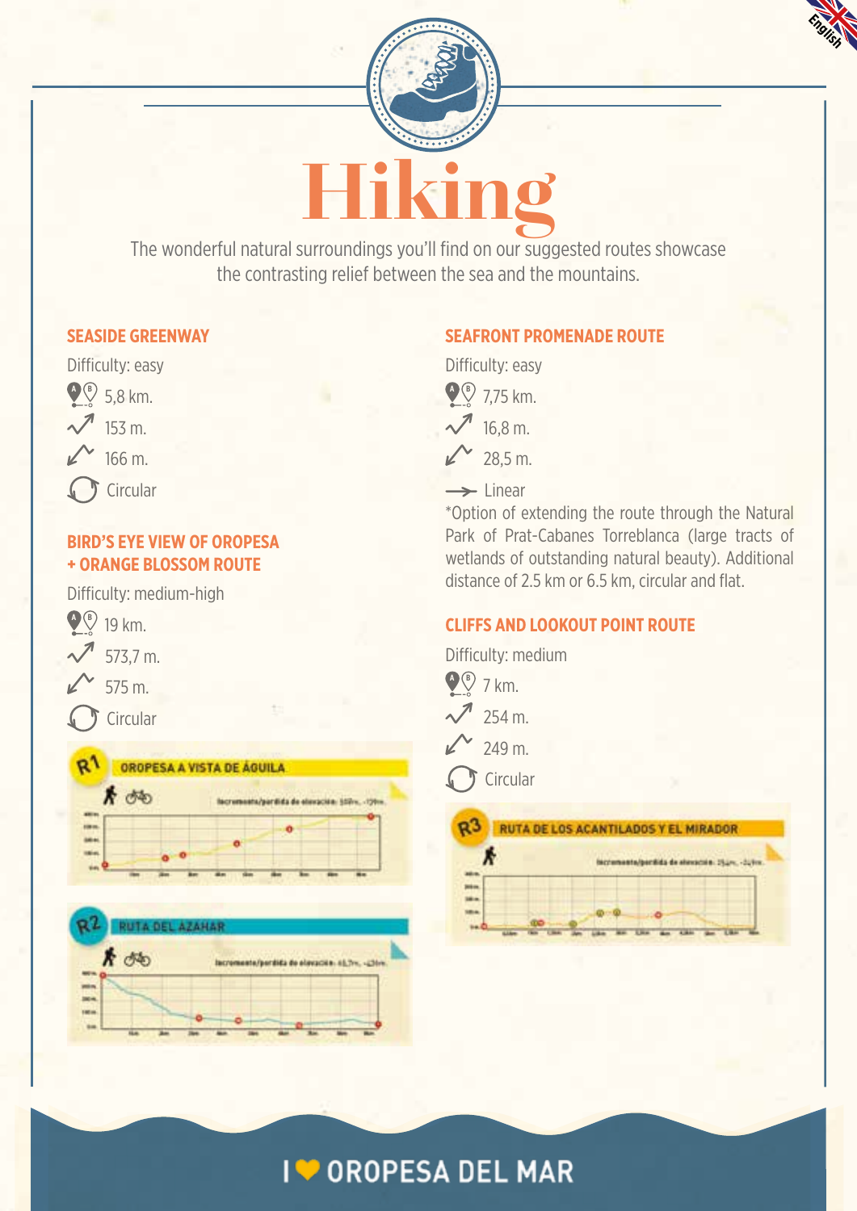# Hiking

The wonderful natural surroundings you'll find on our suggested routes showcase the contrasting relief between the sea and the mountains.

## SEASIDE GREENWAY

Difficulty: easy

- 5,8 km.
- 153 m.
- 166 m.
- Circular

## BIRD'S EYE VIEW OF OROPESA + ORANGE BLOSSOM ROUTE

Difficulty: medium-high

- 19 km.
- 573,7 m.
- 575 m.
- Circular

R1 OROPESA A VISTA DE ÁGUILA

R2 RUTA DEL AZAHAR

## SEAFRONT PROMENADE ROUTE

Difficulty: easy

- 7,75 km.
- 16,8 m.
- 28,5 m.
- Linear

*Option of extending the route through the Natural Park of Prat-Cabanes Torreblanca (large tracts of wetlands of outstanding natural beauty). Additional distance of 2.5 km or 6.5 km, circular and flat.

## CLIFFS AND LOOKOUT POINT ROUTE

Difficulty: medium

- 7 km.
- 254 m.
- 249 m.
- Circular

R3 RUTA DE LOS ACANTILADOS Y EL MIRADOR

I ❤ OROPESA DEL MAR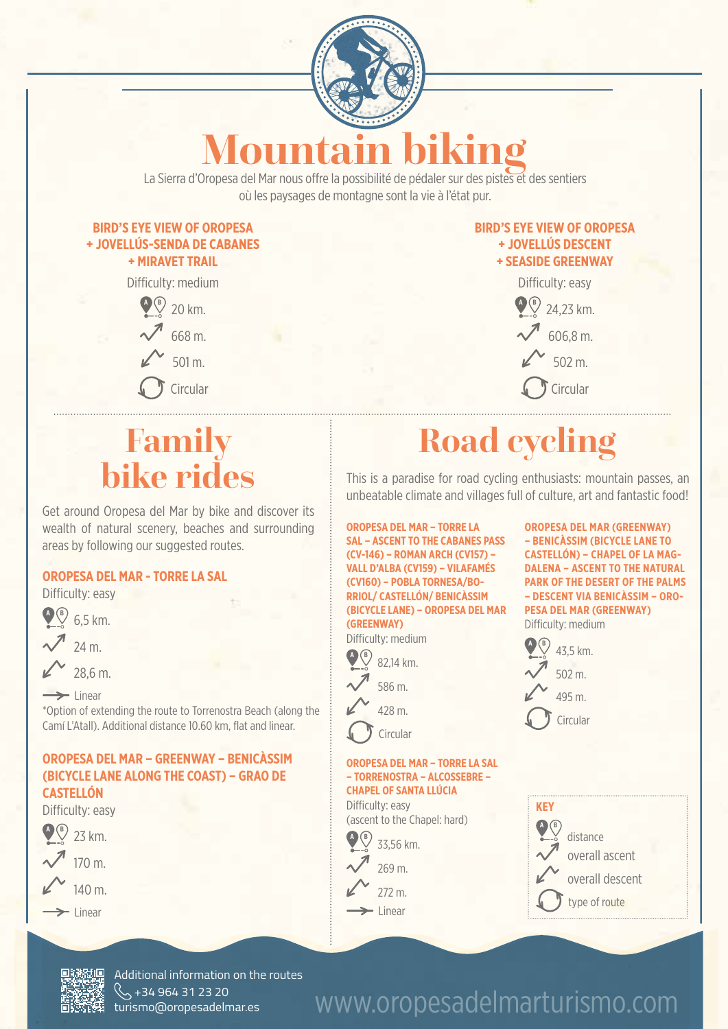# Mountain biking

La Sierra d'Oropesa del Mar nous offre la possibilité de pédaler sur des pistes et des sentiers où les paysages de montagne sont la vie à l'état pur.

### BIRD'S EYE VIEW OF OROPESA + JOVELLÚS-SENDA DE CABANES + MIRAVET TRAIL

Difficulty: medium

- 20 km.
- 668 m.
- 501 m.
- Circular

### BIRD'S EYE VIEW OF OROPESA + JOVELLÚS DESCENT + SEASIDE GREENWAY

Difficulty: easy

- 24,23 km.
- 606,8 m.
- 502 m.
- Circular

# Family bike rides

Get around Oropesa del Mar by bike and discover its wealth of natural scenery, beaches and surrounding areas by following our suggested routes.

### OROPESA DEL MAR - TORRE LA SAL

Difficulty: easy

- 6,5 km.
- 24 m.
- 28,6 m.
- Linear

*Option of extending the route to Torrenostra Beach (along the Camí L'Atall). Additional distance 10.60 km, flat and linear.

### OROPESA DEL MAR – GREENWAY – BENICÀSSIM (BICYCLE LANE ALONG THE COAST) – GRAO DE CASTELLÓN

Difficulty: easy

- 23 km.
- 170 m.
- 140 m.
- Linear

# Road cycling

This is a paradise for road cycling enthusiasts: mountain passes, an unbeatable climate and villages full of culture, art and fantastic food!

### OROPESA DEL MAR – TORRE LA SAL – ASCENT TO THE CABANES PASS (CV-146) – ROMAN ARCH (CV157) – VALL D'ALBA (CV159) – VILAFAMÉS (CV160) – POBLA TORNESA/BORRIOL/ CASTELLÓN/ BENICÀSSIM (BICYCLE LANE) – OROPESA DEL MAR (GREENWAY)

Difficulty: medium

- 82,14 km.
- 586 m.
- 428 m.
- Circular

### OROPESA DEL MAR – TORRE LA SAL – TORRENOSTRA – ALCOSSEBRE – CHAPEL OF SANTA LLÚCIA

Difficulty: easy
(ascent to the Chapel: hard)

- 33,56 km.
- 269 m.
- 272 m.
- Linear

### OROPESA DEL MAR (GREENWAY) – BENICÀSSIM (BICYCLE LANE TO CASTELLÓN) – CHAPEL OF LA MAGDALENA – ASCENT TO THE NATURAL PARK OF THE DESERT OF THE PALMS – DESCENT VIA BENICÀSSIM – OROPESA DEL MAR (GREENWAY)

Difficulty: medium

- 43,5 km.
- 502 m.
- 495 m.
- Circular

### KEY

- distance
- overall ascent
- overall descent
- type of route

Additional information on the routes
+34 964 31 23 20
turismo@oropesadelmar.es

www.oropesadelmarturismo.com